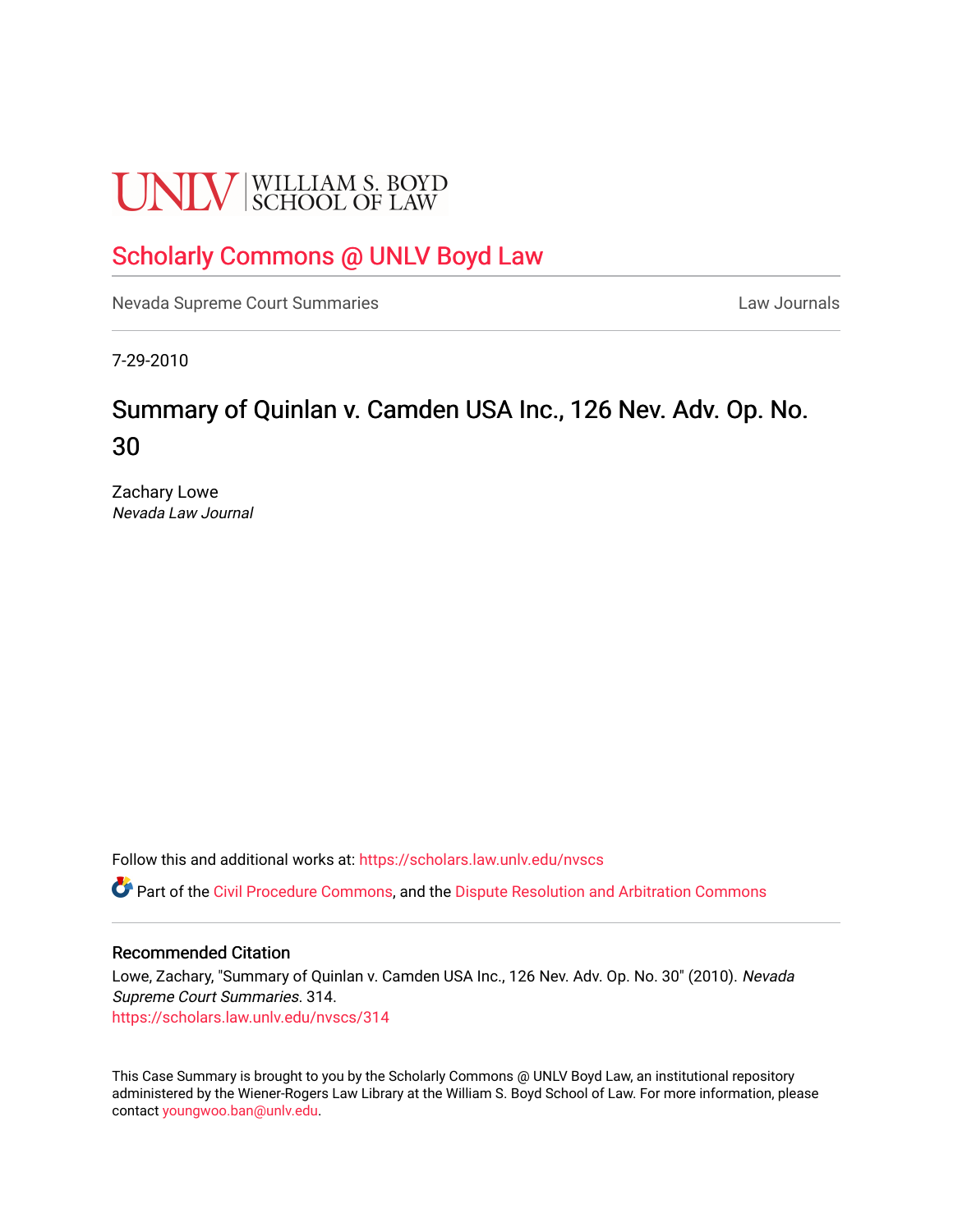UNLV | WILLIAM S. BOYD SCHOOL OF LAW

# Scholarly Commons @ UNLV Boyd Law

Nevada Supreme Court Summaries | Law Journals

7-29-2010

## Summary of Quinlan v. Camden USA Inc., 126 Nev. Adv. Op. No. 30

Zachary Lowe
*Nevada Law Journal*

Follow this and additional works at: https://scholars.law.unlv.edu/nvscs

Part of the Civil Procedure Commons, and the Dispute Resolution and Arbitration Commons

### Recommended Citation

Lowe, Zachary, "Summary of Quinlan v. Camden USA Inc., 126 Nev. Adv. Op. No. 30" (2010). *Nevada Supreme Court Summaries*. 314.
https://scholars.law.unlv.edu/nvscs/314

This Case Summary is brought to you by the Scholarly Commons @ UNLV Boyd Law, an institutional repository administered by the Wiener-Rogers Law Library at the William S. Boyd School of Law. For more information, please contact youngwoo.ban@unlv.edu.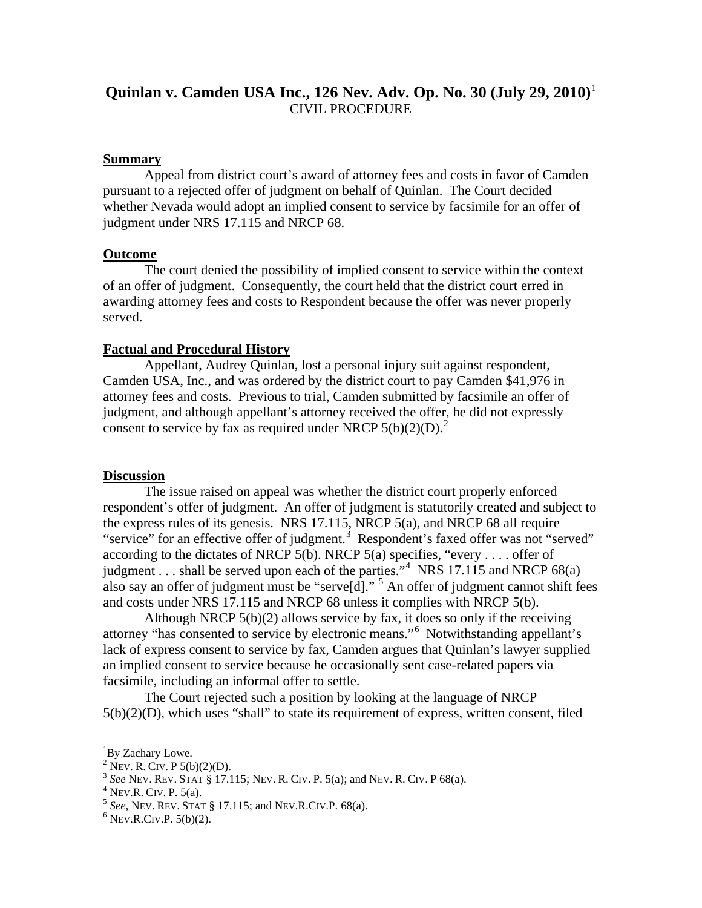## Quinlan v. Camden USA Inc., 126 Nev. Adv. Op. No. 30 (July 29, 2010)[1]

CIVIL PROCEDURE

### Summary

Appeal from district court's award of attorney fees and costs in favor of Camden pursuant to a rejected offer of judgment on behalf of Quinlan. The Court decided whether Nevada would adopt an implied consent to service by facsimile for an offer of judgment under NRS 17.115 and NRCP 68.

### Outcome

The court denied the possibility of implied consent to service within the context of an offer of judgment. Consequently, the court held that the district court erred in awarding attorney fees and costs to Respondent because the offer was never properly served.

### Factual and Procedural History

Appellant, Audrey Quinlan, lost a personal injury suit against respondent, Camden USA, Inc., and was ordered by the district court to pay Camden $41,976 in attorney fees and costs. Previous to trial, Camden submitted by facsimile an offer of judgment, and although appellant's attorney received the offer, he did not expressly consent to service by fax as required under NRCP 5(b)(2)(D).[2]

### Discussion

The issue raised on appeal was whether the district court properly enforced respondent's offer of judgment. An offer of judgment is statutorily created and subject to the express rules of its genesis. NRS 17.115, NRCP 5(a), and NRCP 68 all require "service" for an effective offer of judgment.[3] Respondent's faxed offer was not "served" according to the dictates of NRCP 5(b). NRCP 5(a) specifies, "every . . . . offer of judgment . . . shall be served upon each of the parties."[4] NRS 17.115 and NRCP 68(a) also say an offer of judgment must be "serve[d]." [5] An offer of judgment cannot shift fees and costs under NRS 17.115 and NRCP 68 unless it complies with NRCP 5(b).

Although NRCP 5(b)(2) allows service by fax, it does so only if the receiving attorney "has consented to service by electronic means."[6] Notwithstanding appellant's lack of express consent to service by fax, Camden argues that Quinlan's lawyer supplied an implied consent to service because he occasionally sent case-related papers via facsimile, including an informal offer to settle.

The Court rejected such a position by looking at the language of NRCP 5(b)(2)(D), which uses "shall" to state its requirement of express, written consent, filed

---

[1] By Zachary Lowe.

[2] NEV. R. CIV. P 5(b)(2)(D).

[3] *See* NEV. REV. STAT § 17.115; NEV. R. CIV. P. 5(a); and NEV. R. CIV. P 68(a).

[4] NEV.R. CIV. P. 5(a).

[5] *See*, NEV. REV. STAT § 17.115; and NEV.R.CIV.P. 68(a).

[6] NEV.R.CIV.P. 5(b)(2).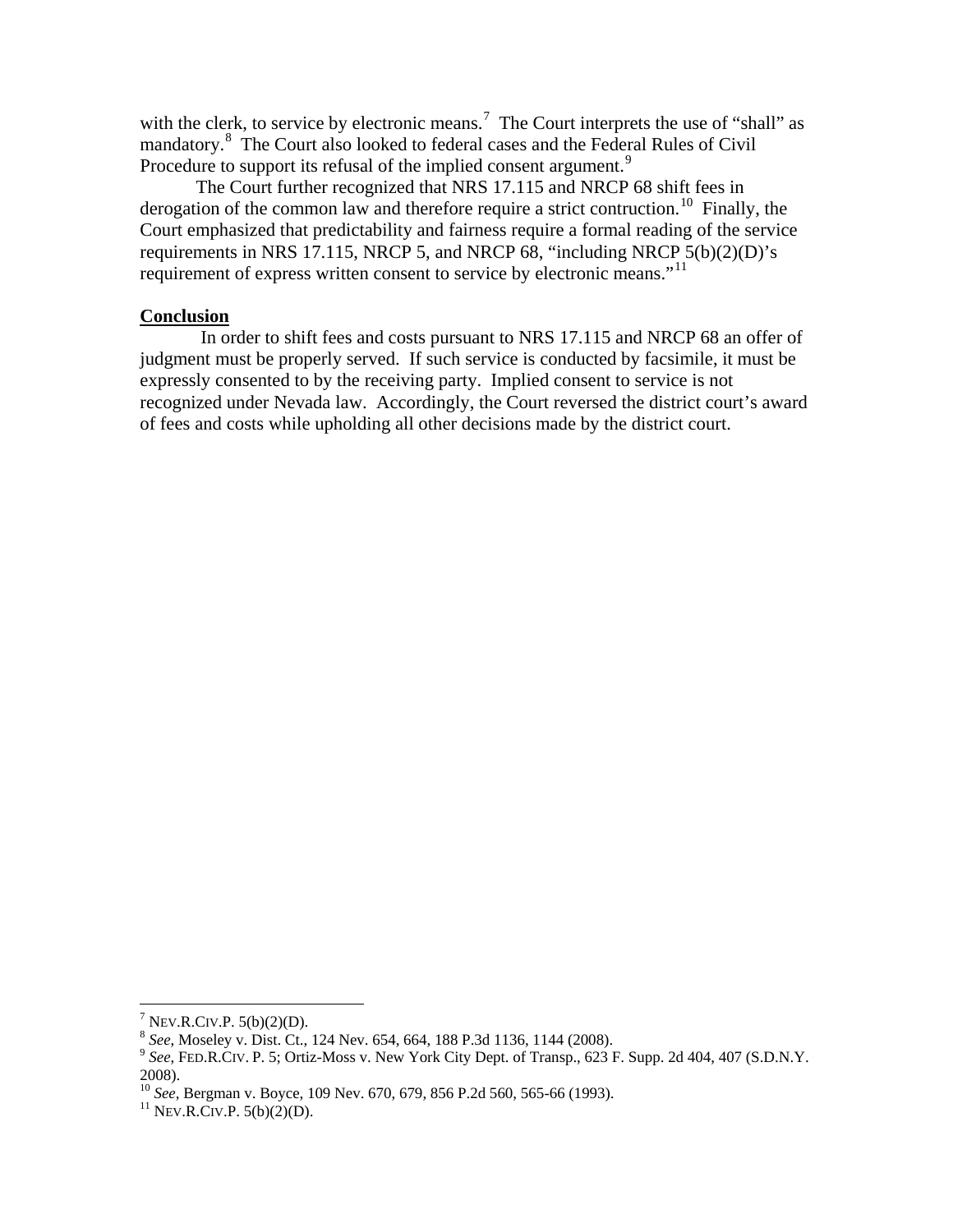with the clerk, to service by electronic means.[7] The Court interprets the use of "shall" as mandatory.[8] The Court also looked to federal cases and the Federal Rules of Civil Procedure to support its refusal of the implied consent argument.[9]

The Court further recognized that NRS 17.115 and NRCP 68 shift fees in derogation of the common law and therefore require a strict contruction.[10] Finally, the Court emphasized that predictability and fairness require a formal reading of the service requirements in NRS 17.115, NRCP 5, and NRCP 68, "including NRCP 5(b)(2)(D)'s requirement of express written consent to service by electronic means."[11]

**Conclusion**

In order to shift fees and costs pursuant to NRS 17.115 and NRCP 68 an offer of judgment must be properly served. If such service is conducted by facsimile, it must be expressly consented to by the receiving party. Implied consent to service is not recognized under Nevada law. Accordingly, the Court reversed the district court's award of fees and costs while upholding all other decisions made by the district court.

---

[7] NEV.R.CIV.P. 5(b)(2)(D).

[8] *See*, Moseley v. Dist. Ct., 124 Nev. 654, 664, 188 P.3d 1136, 1144 (2008).

[9] *See*, FED.R.CIV. P. 5; Ortiz-Moss v. New York City Dept. of Transp., 623 F. Supp. 2d 404, 407 (S.D.N.Y. 2008).

[10] *See*, Bergman v. Boyce, 109 Nev. 670, 679, 856 P.2d 560, 565-66 (1993).

[11] NEV.R.CIV.P. 5(b)(2)(D).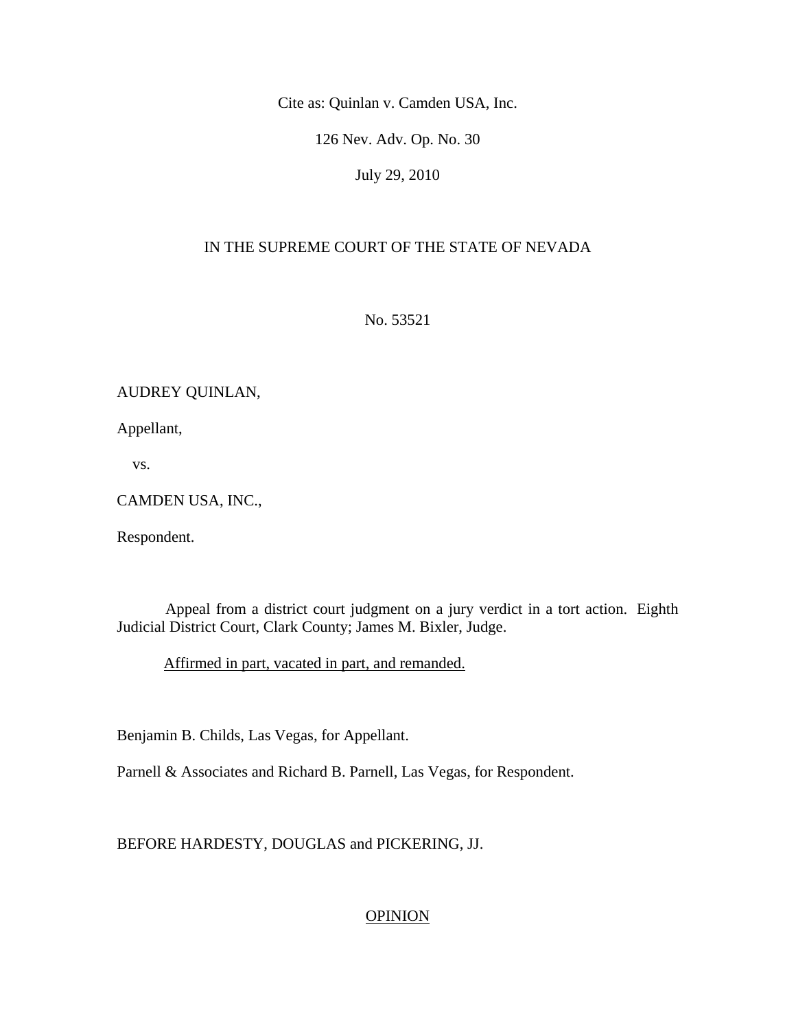Cite as: Quinlan v. Camden USA, Inc.

126 Nev. Adv. Op. No. 30

July 29, 2010

IN THE SUPREME COURT OF THE STATE OF NEVADA

No. 53521

AUDREY QUINLAN,

Appellant,

vs.

CAMDEN USA, INC.,

Respondent.

Appeal from a district court judgment on a jury verdict in a tort action. Eighth Judicial District Court, Clark County; James M. Bixler, Judge.

Affirmed in part, vacated in part, and remanded.

Benjamin B. Childs, Las Vegas, for Appellant.

Parnell & Associates and Richard B. Parnell, Las Vegas, for Respondent.

BEFORE HARDESTY, DOUGLAS and PICKERING, JJ.

OPINION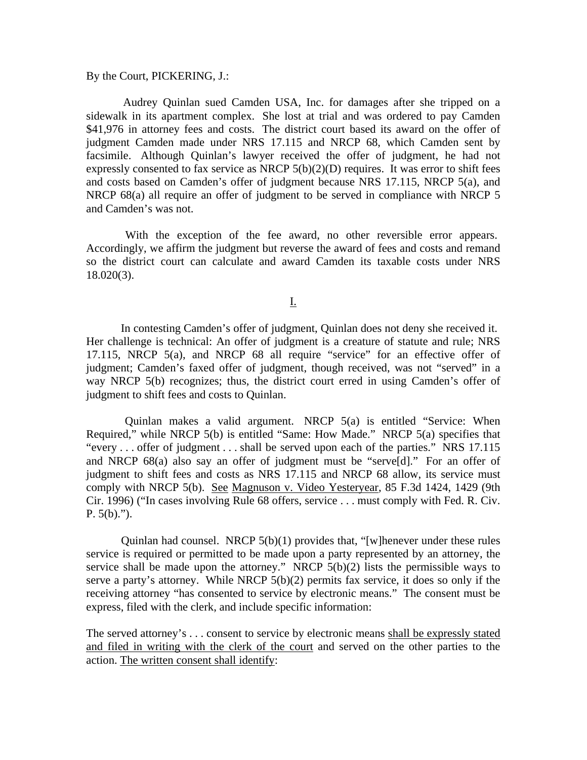By the Court, PICKERING, J.:

Audrey Quinlan sued Camden USA, Inc. for damages after she tripped on a sidewalk in its apartment complex. She lost at trial and was ordered to pay Camden $41,976 in attorney fees and costs. The district court based its award on the offer of judgment Camden made under NRS 17.115 and NRCP 68, which Camden sent by facsimile. Although Quinlan's lawyer received the offer of judgment, he had not expressly consented to fax service as NRCP 5(b)(2)(D) requires. It was error to shift fees and costs based on Camden's offer of judgment because NRS 17.115, NRCP 5(a), and NRCP 68(a) all require an offer of judgment to be served in compliance with NRCP 5 and Camden's was not.

With the exception of the fee award, no other reversible error appears. Accordingly, we affirm the judgment but reverse the award of fees and costs and remand so the district court can calculate and award Camden its taxable costs under NRS 18.020(3).

## I.

In contesting Camden's offer of judgment, Quinlan does not deny she received it. Her challenge is technical: An offer of judgment is a creature of statute and rule; NRS 17.115, NRCP 5(a), and NRCP 68 all require "service" for an effective offer of judgment; Camden's faxed offer of judgment, though received, was not "served" in a way NRCP 5(b) recognizes; thus, the district court erred in using Camden's offer of judgment to shift fees and costs to Quinlan.

Quinlan makes a valid argument. NRCP 5(a) is entitled "Service: When Required," while NRCP 5(b) is entitled "Same: How Made." NRCP 5(a) specifies that "every . . . offer of judgment . . . shall be served upon each of the parties." NRS 17.115 and NRCP 68(a) also say an offer of judgment must be "serve[d]." For an offer of judgment to shift fees and costs as NRS 17.115 and NRCP 68 allow, its service must comply with NRCP 5(b). See Magnuson v. Video Yesteryear, 85 F.3d 1424, 1429 (9th Cir. 1996) ("In cases involving Rule 68 offers, service . . . must comply with Fed. R. Civ. P. 5(b).").

Quinlan had counsel. NRCP 5(b)(1) provides that, "[w]henever under these rules service is required or permitted to be made upon a party represented by an attorney, the service shall be made upon the attorney." NRCP 5(b)(2) lists the permissible ways to serve a party's attorney. While NRCP 5(b)(2) permits fax service, it does so only if the receiving attorney "has consented to service by electronic means." The consent must be express, filed with the clerk, and include specific information:

The served attorney's . . . consent to service by electronic means shall be expressly stated and filed in writing with the clerk of the court and served on the other parties to the action. The written consent shall identify: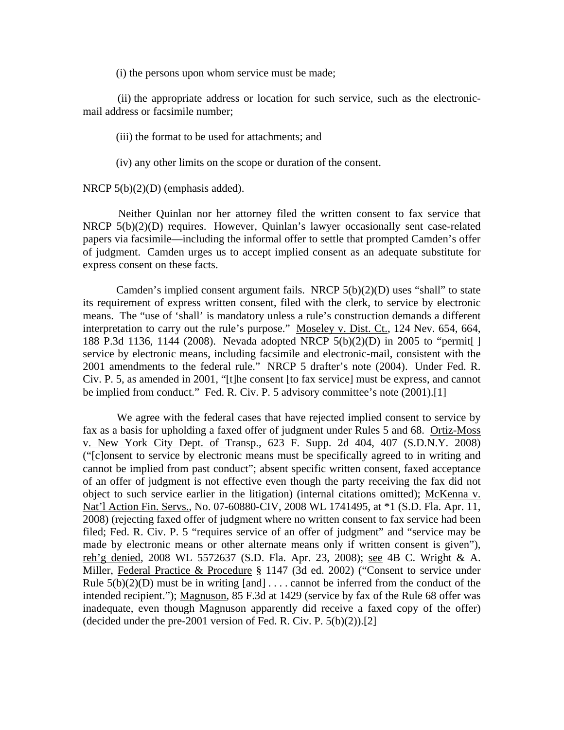(i) the persons upon whom service must be made;

(ii) the appropriate address or location for such service, such as the electronic-mail address or facsimile number;

(iii) the format to be used for attachments; and

(iv) any other limits on the scope or duration of the consent.

NRCP 5(b)(2)(D) (emphasis added).

Neither Quinlan nor her attorney filed the written consent to fax service that NRCP 5(b)(2)(D) requires. However, Quinlan's lawyer occasionally sent case-related papers via facsimile—including the informal offer to settle that prompted Camden's offer of judgment. Camden urges us to accept implied consent as an adequate substitute for express consent on these facts.

Camden's implied consent argument fails. NRCP 5(b)(2)(D) uses "shall" to state its requirement of express written consent, filed with the clerk, to service by electronic means. The "use of 'shall' is mandatory unless a rule's construction demands a different interpretation to carry out the rule's purpose." Moseley v. Dist. Ct., 124 Nev. 654, 664, 188 P.3d 1136, 1144 (2008). Nevada adopted NRCP 5(b)(2)(D) in 2005 to "permit[ ] service by electronic means, including facsimile and electronic-mail, consistent with the 2001 amendments to the federal rule." NRCP 5 drafter's note (2004). Under Fed. R. Civ. P. 5, as amended in 2001, "[t]he consent [to fax service] must be express, and cannot be implied from conduct." Fed. R. Civ. P. 5 advisory committee's note (2001).[1]

We agree with the federal cases that have rejected implied consent to service by fax as a basis for upholding a faxed offer of judgment under Rules 5 and 68. Ortiz-Moss v. New York City Dept. of Transp., 623 F. Supp. 2d 404, 407 (S.D.N.Y. 2008) ("[c]onsent to service by electronic means must be specifically agreed to in writing and cannot be implied from past conduct"; absent specific written consent, faxed acceptance of an offer of judgment is not effective even though the party receiving the fax did not object to such service earlier in the litigation) (internal citations omitted); McKenna v. Nat'l Action Fin. Servs., No. 07-60880-CIV, 2008 WL 1741495, at *1 (S.D. Fla. Apr. 11, 2008) (rejecting faxed offer of judgment where no written consent to fax service had been filed; Fed. R. Civ. P. 5 "requires service of an offer of judgment" and "service may be made by electronic means or other alternate means only if written consent is given"), reh'g denied, 2008 WL 5572637 (S.D. Fla. Apr. 23, 2008); see 4B C. Wright & A. Miller, Federal Practice & Procedure § 1147 (3d ed. 2002) ("Consent to service under Rule 5(b)(2)(D) must be in writing [and] . . . . cannot be inferred from the conduct of the intended recipient."); Magnuson, 85 F.3d at 1429 (service by fax of the Rule 68 offer was inadequate, even though Magnuson apparently did receive a faxed copy of the offer) (decided under the pre-2001 version of Fed. R. Civ. P. 5(b)(2)).[2]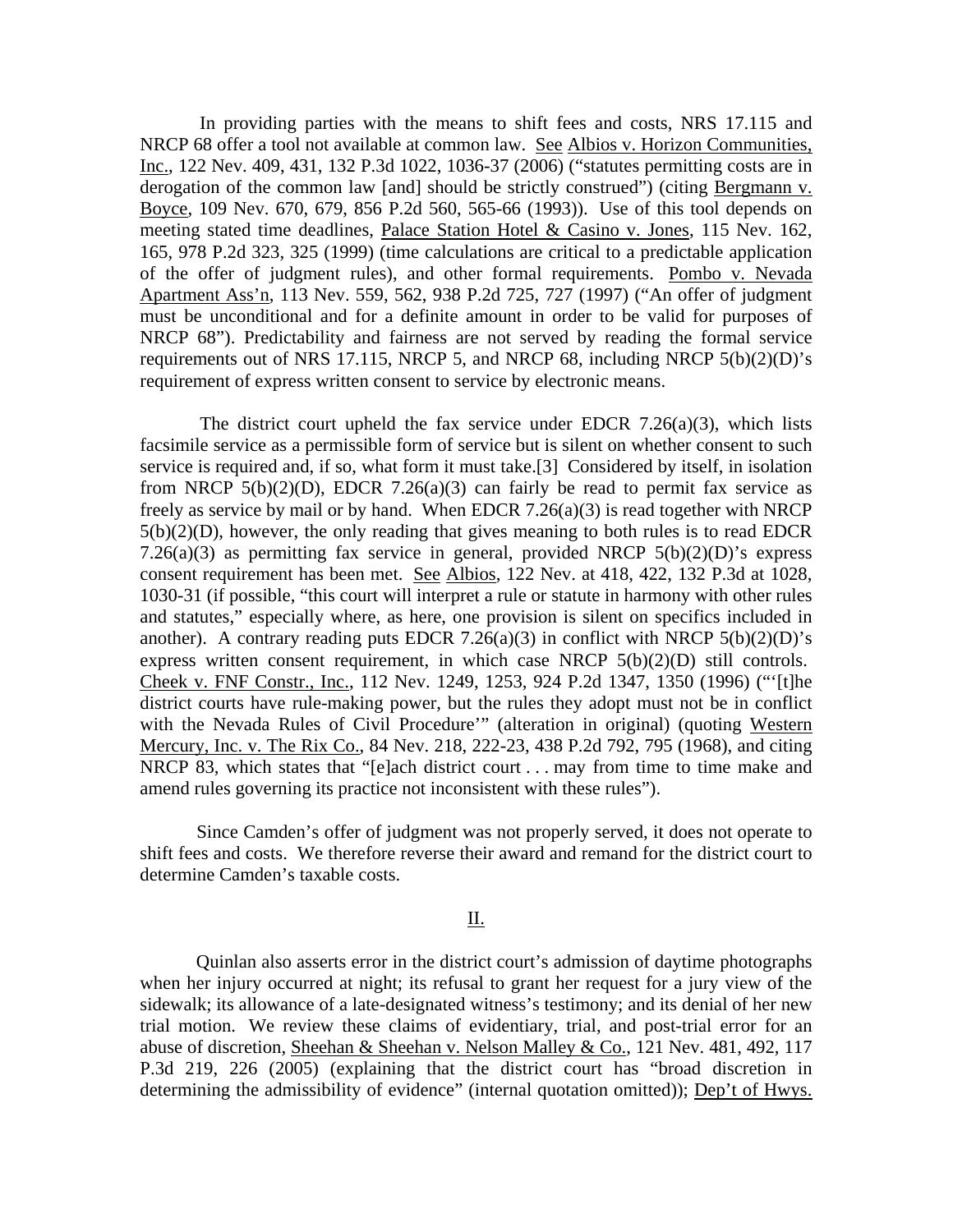In providing parties with the means to shift fees and costs, NRS 17.115 and NRCP 68 offer a tool not available at common law. See Albios v. Horizon Communities, Inc., 122 Nev. 409, 431, 132 P.3d 1022, 1036-37 (2006) ("statutes permitting costs are in derogation of the common law [and] should be strictly construed") (citing Bergmann v. Boyce, 109 Nev. 670, 679, 856 P.2d 560, 565-66 (1993)). Use of this tool depends on meeting stated time deadlines, Palace Station Hotel & Casino v. Jones, 115 Nev. 162, 165, 978 P.2d 323, 325 (1999) (time calculations are critical to a predictable application of the offer of judgment rules), and other formal requirements. Pombo v. Nevada Apartment Ass'n, 113 Nev. 559, 562, 938 P.2d 725, 727 (1997) ("An offer of judgment must be unconditional and for a definite amount in order to be valid for purposes of NRCP 68"). Predictability and fairness are not served by reading the formal service requirements out of NRS 17.115, NRCP 5, and NRCP 68, including NRCP 5(b)(2)(D)'s requirement of express written consent to service by electronic means.

The district court upheld the fax service under EDCR 7.26(a)(3), which lists facsimile service as a permissible form of service but is silent on whether consent to such service is required and, if so, what form it must take.[3] Considered by itself, in isolation from NRCP 5(b)(2)(D), EDCR 7.26(a)(3) can fairly be read to permit fax service as freely as service by mail or by hand. When EDCR 7.26(a)(3) is read together with NRCP 5(b)(2)(D), however, the only reading that gives meaning to both rules is to read EDCR 7.26(a)(3) as permitting fax service in general, provided NRCP 5(b)(2)(D)'s express consent requirement has been met. See Albios, 122 Nev. at 418, 422, 132 P.3d at 1028, 1030-31 (if possible, "this court will interpret a rule or statute in harmony with other rules and statutes," especially where, as here, one provision is silent on specifics included in another). A contrary reading puts EDCR 7.26(a)(3) in conflict with NRCP 5(b)(2)(D)'s express written consent requirement, in which case NRCP 5(b)(2)(D) still controls. Cheek v. FNF Constr., Inc., 112 Nev. 1249, 1253, 924 P.2d 1347, 1350 (1996) ("'[t]he district courts have rule-making power, but the rules they adopt must not be in conflict with the Nevada Rules of Civil Procedure'" (alteration in original) (quoting Western Mercury, Inc. v. The Rix Co., 84 Nev. 218, 222-23, 438 P.2d 792, 795 (1968), and citing NRCP 83, which states that "[e]ach district court . . . may from time to time make and amend rules governing its practice not inconsistent with these rules").

Since Camden's offer of judgment was not properly served, it does not operate to shift fees and costs. We therefore reverse their award and remand for the district court to determine Camden's taxable costs.

## II.

Quinlan also asserts error in the district court's admission of daytime photographs when her injury occurred at night; its refusal to grant her request for a jury view of the sidewalk; its allowance of a late-designated witness's testimony; and its denial of her new trial motion. We review these claims of evidentiary, trial, and post-trial error for an abuse of discretion, Sheehan & Sheehan v. Nelson Malley & Co., 121 Nev. 481, 492, 117 P.3d 219, 226 (2005) (explaining that the district court has "broad discretion in determining the admissibility of evidence" (internal quotation omitted)); Dep't of Hwys.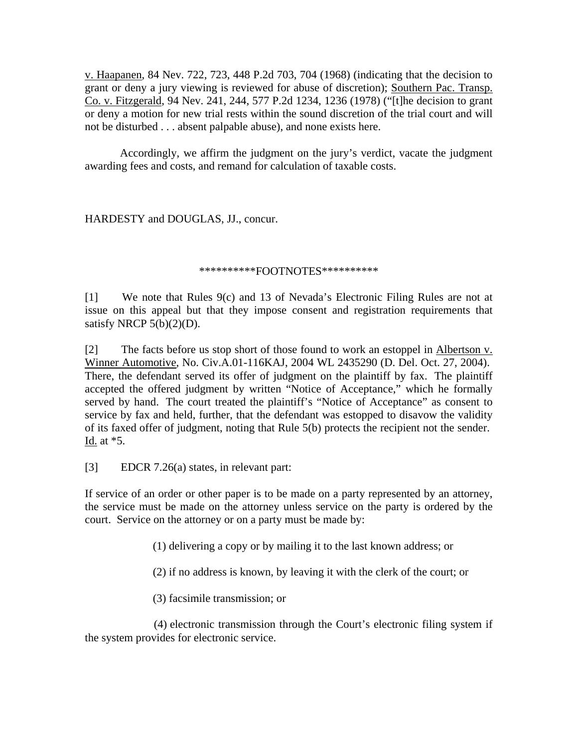v. Haapanen, 84 Nev. 722, 723, 448 P.2d 703, 704 (1968) (indicating that the decision to grant or deny a jury viewing is reviewed for abuse of discretion); Southern Pac. Transp. Co. v. Fitzgerald, 94 Nev. 241, 244, 577 P.2d 1234, 1236 (1978) ("[t]he decision to grant or deny a motion for new trial rests within the sound discretion of the trial court and will not be disturbed . . . absent palpable abuse), and none exists here.

Accordingly, we affirm the judgment on the jury's verdict, vacate the judgment awarding fees and costs, and remand for calculation of taxable costs.

HARDESTY and DOUGLAS, JJ., concur.

**********FOOTNOTES**********

[1] We note that Rules 9(c) and 13 of Nevada's Electronic Filing Rules are not at issue on this appeal but that they impose consent and registration requirements that satisfy NRCP 5(b)(2)(D).

[2] The facts before us stop short of those found to work an estoppel in Albertson v. Winner Automotive, No. Civ.A.01-116KAJ, 2004 WL 2435290 (D. Del. Oct. 27, 2004). There, the defendant served its offer of judgment on the plaintiff by fax. The plaintiff accepted the offered judgment by written "Notice of Acceptance," which he formally served by hand. The court treated the plaintiff's "Notice of Acceptance" as consent to service by fax and held, further, that the defendant was estopped to disavow the validity of its faxed offer of judgment, noting that Rule 5(b) protects the recipient not the sender. Id. at *5.

[3] EDCR 7.26(a) states, in relevant part:

If service of an order or other paper is to be made on a party represented by an attorney, the service must be made on the attorney unless service on the party is ordered by the court. Service on the attorney or on a party must be made by:

(1) delivering a copy or by mailing it to the last known address; or

(2) if no address is known, by leaving it with the clerk of the court; or

(3) facsimile transmission; or

(4) electronic transmission through the Court's electronic filing system if the system provides for electronic service.